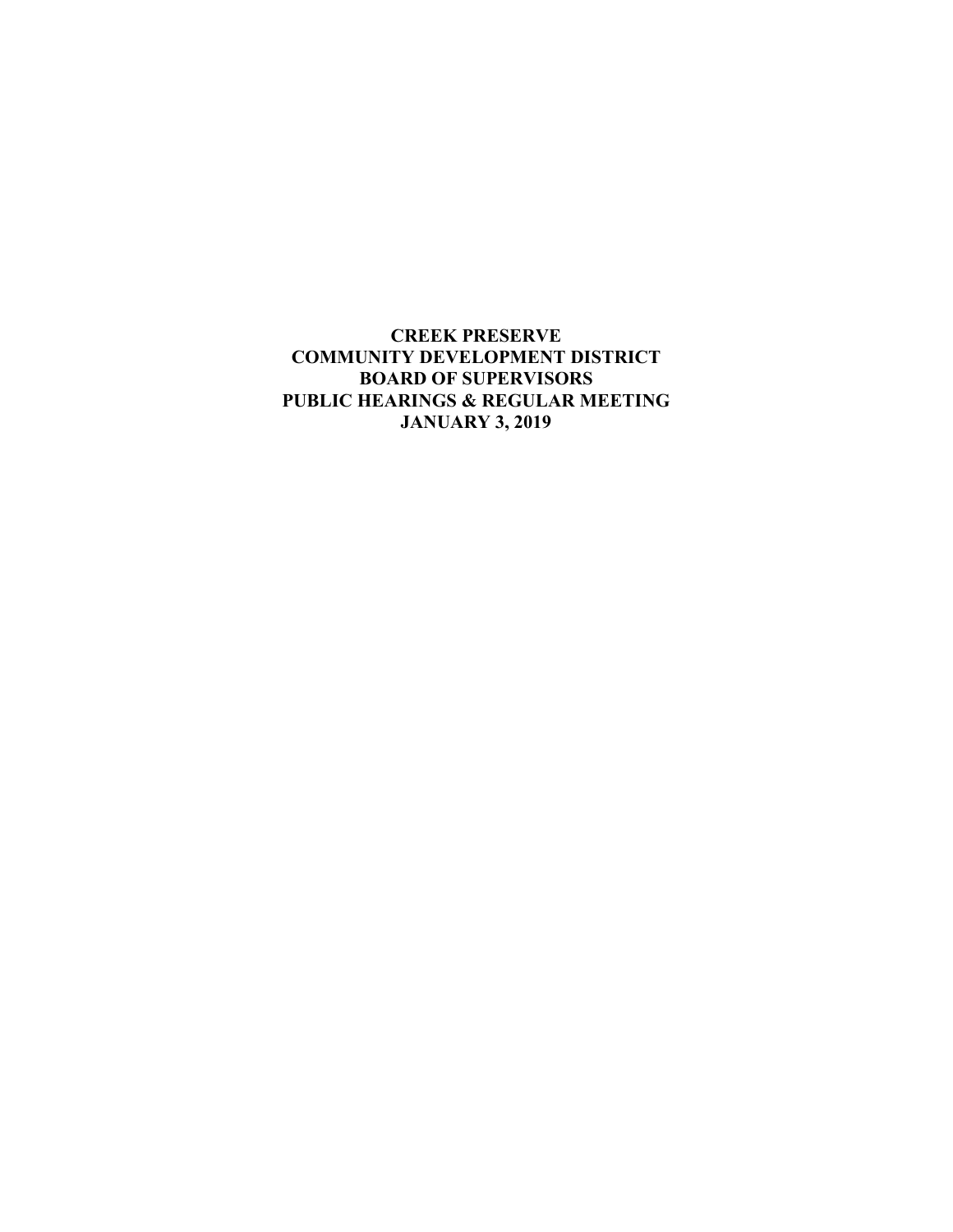**CREEK PRESERVE**
**COMMUNITY DEVELOPMENT DISTRICT**
**BOARD OF SUPERVISORS**
**PUBLIC HEARINGS & REGULAR MEETING**
**JANUARY 3, 2019**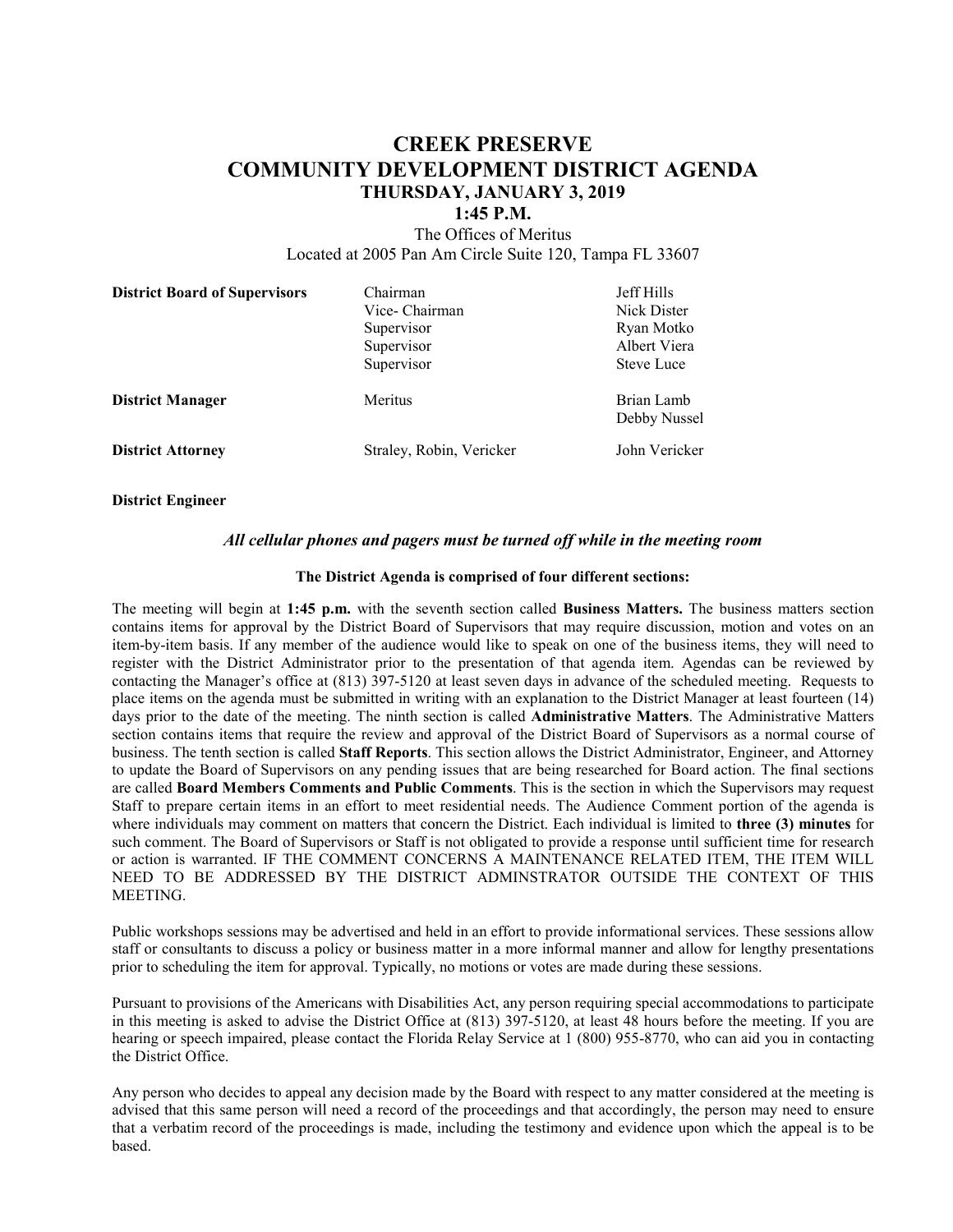# CREEK PRESERVE
# COMMUNITY DEVELOPMENT DISTRICT AGENDA
### THURSDAY, JANUARY 3, 2019
### 1:45 P.M.

The Offices of Meritus
Located at 2005 Pan Am Circle Suite 120, Tampa FL 33607

| | | |
|---|---|---|
| **District Board of Supervisors** | Chairman | Jeff Hills |
| | Vice- Chairman | Nick Dister |
| | Supervisor | Ryan Motko |
| | Supervisor | Albert Viera |
| | Supervisor | Steve Luce |
| **District Manager** | Meritus | Brian Lamb<br>Debby Nussel |
| **District Attorney** | Straley, Robin, Vericker | John Vericker |
| **District Engineer** | | |

*All cellular phones and pagers must be turned off while in the meeting room*

**The District Agenda is comprised of four different sections:**

The meeting will begin at **1:45 p.m.** with the seventh section called **Business Matters.** The business matters section contains items for approval by the District Board of Supervisors that may require discussion, motion and votes on an item-by-item basis. If any member of the audience would like to speak on one of the business items, they will need to register with the District Administrator prior to the presentation of that agenda item. Agendas can be reviewed by contacting the Manager's office at (813) 397-5120 at least seven days in advance of the scheduled meeting. Requests to place items on the agenda must be submitted in writing with an explanation to the District Manager at least fourteen (14) days prior to the date of the meeting. The ninth section is called **Administrative Matters**. The Administrative Matters section contains items that require the review and approval of the District Board of Supervisors as a normal course of business. The tenth section is called **Staff Reports**. This section allows the District Administrator, Engineer, and Attorney to update the Board of Supervisors on any pending issues that are being researched for Board action. The final sections are called **Board Members Comments and Public Comments**. This is the section in which the Supervisors may request Staff to prepare certain items in an effort to meet residential needs. The Audience Comment portion of the agenda is where individuals may comment on matters that concern the District. Each individual is limited to **three (3) minutes** for such comment. The Board of Supervisors or Staff is not obligated to provide a response until sufficient time for research or action is warranted. IF THE COMMENT CONCERNS A MAINTENANCE RELATED ITEM, THE ITEM WILL NEED TO BE ADDRESSED BY THE DISTRICT ADMINSTRATOR OUTSIDE THE CONTEXT OF THIS MEETING.

Public workshops sessions may be advertised and held in an effort to provide informational services. These sessions allow staff or consultants to discuss a policy or business matter in a more informal manner and allow for lengthy presentations prior to scheduling the item for approval. Typically, no motions or votes are made during these sessions.

Pursuant to provisions of the Americans with Disabilities Act, any person requiring special accommodations to participate in this meeting is asked to advise the District Office at (813) 397-5120, at least 48 hours before the meeting. If you are hearing or speech impaired, please contact the Florida Relay Service at 1 (800) 955-8770, who can aid you in contacting the District Office.

Any person who decides to appeal any decision made by the Board with respect to any matter considered at the meeting is advised that this same person will need a record of the proceedings and that accordingly, the person may need to ensure that a verbatim record of the proceedings is made, including the testimony and evidence upon which the appeal is to be based.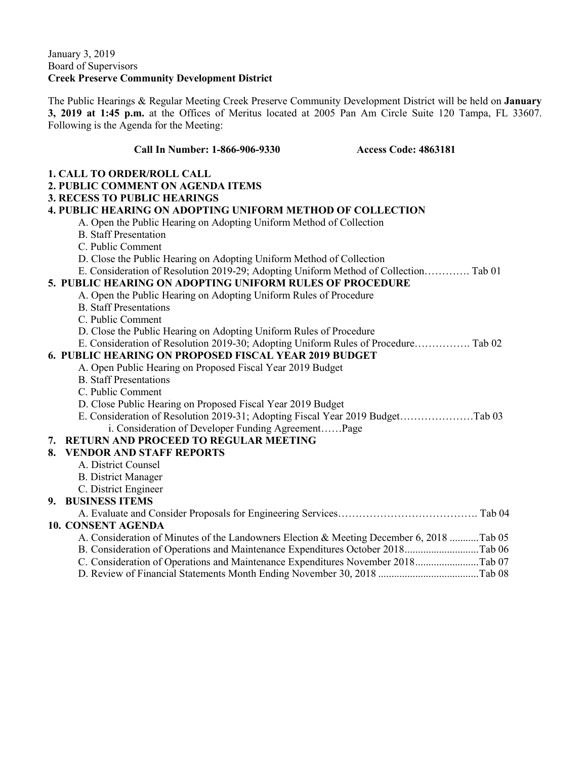January 3, 2019
Board of Supervisors
**Creek Preserve Community Development District**

The Public Hearings & Regular Meeting Creek Preserve Community Development District will be held on **January 3, 2019 at 1:45 p.m.** at the Offices of Meritus located at 2005 Pan Am Circle Suite 120 Tampa, FL 33607. Following is the Agenda for the Meeting:

**Call In Number: 1-866-906-9330 Access Code: 4863181**

**1. CALL TO ORDER/ROLL CALL**

**2. PUBLIC COMMENT ON AGENDA ITEMS**

**3. RECESS TO PUBLIC HEARINGS**

**4. PUBLIC HEARING ON ADOPTING UNIFORM METHOD OF COLLECTION**

- A. Open the Public Hearing on Adopting Uniform Method of Collection
- B. Staff Presentation
- C. Public Comment
- D. Close the Public Hearing on Adopting Uniform Method of Collection
- E. Consideration of Resolution 2019-29; Adopting Uniform Method of Collection…………. Tab 01

**5. PUBLIC HEARING ON ADOPTING UNIFORM RULES OF PROCEDURE**

- A. Open the Public Hearing on Adopting Uniform Rules of Procedure
- B. Staff Presentations
- C. Public Comment
- D. Close the Public Hearing on Adopting Uniform Rules of Procedure
- E. Consideration of Resolution 2019-30; Adopting Uniform Rules of Procedure……………. Tab 02

**6. PUBLIC HEARING ON PROPOSED FISCAL YEAR 2019 BUDGET**

- A. Open Public Hearing on Proposed Fiscal Year 2019 Budget
- B. Staff Presentations
- C. Public Comment
- D. Close Public Hearing on Proposed Fiscal Year 2019 Budget
- E. Consideration of Resolution 2019-31; Adopting Fiscal Year 2019 Budget…………………Tab 03
  - i. Consideration of Developer Funding Agreement……Page

**7. RETURN AND PROCEED TO REGULAR MEETING**

**8. VENDOR AND STAFF REPORTS**

- A. District Counsel
- B. District Manager
- C. District Engineer

**9. BUSINESS ITEMS**

- A. Evaluate and Consider Proposals for Engineering Services…………………………………. Tab 04

**10. CONSENT AGENDA**

- A. Consideration of Minutes of the Landowners Election & Meeting December 6, 2018 ...........Tab 05
- B. Consideration of Operations and Maintenance Expenditures October 2018............................Tab 06
- C. Consideration of Operations and Maintenance Expenditures November 2018........................Tab 07
- D. Review of Financial Statements Month Ending November 30, 2018 ......................................Tab 08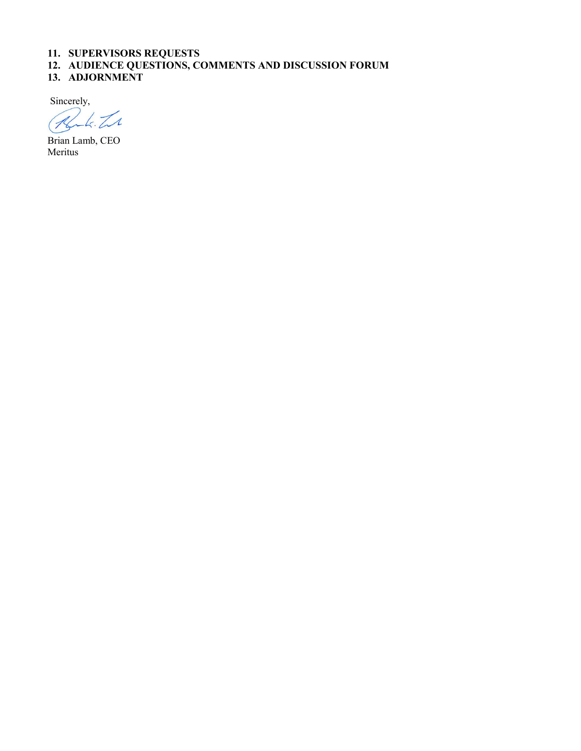**11. SUPERVISORS REQUESTS**
**12. AUDIENCE QUESTIONS, COMMENTS AND DISCUSSION FORUM**
**13. ADJOURNMENT**

Sincerely,

Brian Lamb, CEO
Meritus